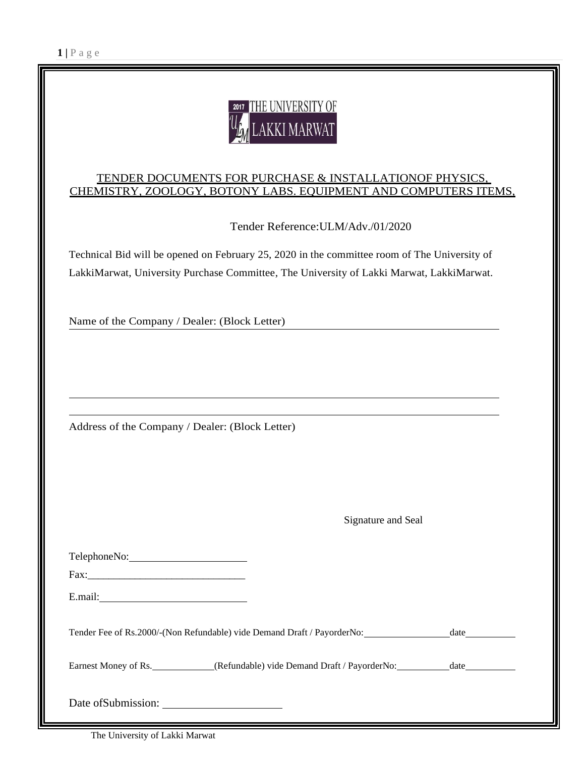THE UNIVERSITY OF LAKKI MARWAT

TENDER DOCUMENTS FOR PURCHASE & INSTALLATIONOF PHYSICS, CHEMISTRY, ZOOLOGY, BOTONY LABS. EQUIPMENT AND COMPUTERS ITEMS,

Tender Reference:ULM/Adv./01/2020

Technical Bid will be opened on February 25, 2020 in the committee room of The University of LakkiMarwat, University Purchase Committee, The University of Lakki Marwat, LakkiMarwat.

Name of the Company / Dealer: (Block Letter) ______________________________

______________________________

______________________________

Address of the Company / Dealer: (Block Letter)

Signature and Seal

TelephoneNo: ______________________

Fax:______________________________

E.mail: ___________________________

Tender Fee of Rs.2000/-(Non Refundable) vide Demand Draft / PayorderNo: ________________ date __________

Earnest Money of Rs. ____________ (Refundable) vide Demand Draft / PayorderNo: __________ date __________

Date ofSubmission: ____________________

The University of Lakki Marwat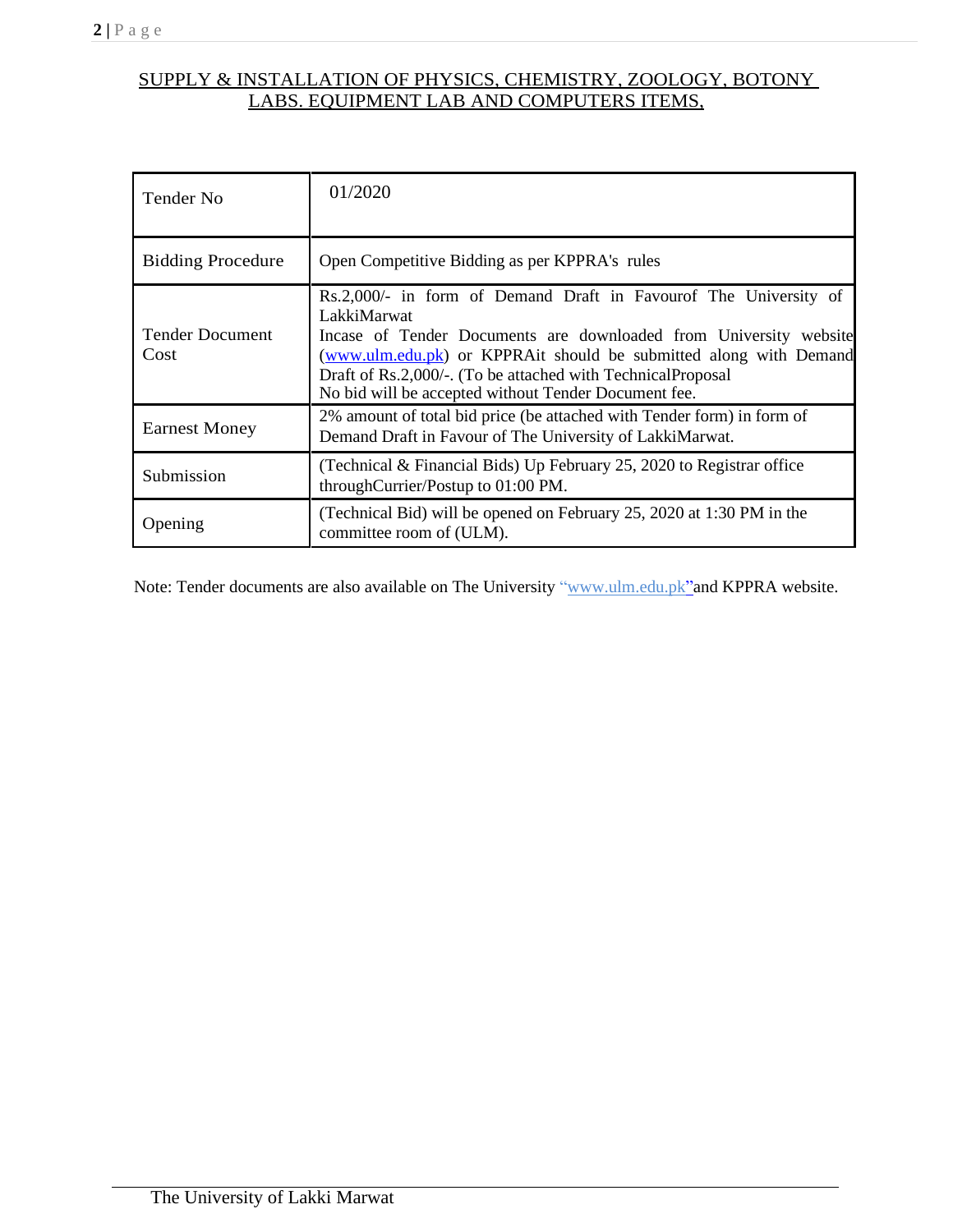## SUPPLY & INSTALLATION OF PHYSICS, CHEMISTRY, ZOOLOGY, BOTONY LABS. EQUIPMENT LAB AND COMPUTERS ITEMS,

| Tender No | 01/2020 |
|---|---|
| Bidding Procedure | Open Competitive Bidding as per KPPRA's rules |
| Tender Document Cost | Rs.2,000/- in form of Demand Draft in Favourof The University of LakkiMarwat<br>Incase of Tender Documents are downloaded from University website (www.ulm.edu.pk) or KPPRAit should be submitted along with Demand Draft of Rs.2,000/-. (To be attached with TechnicalProposal<br>No bid will be accepted without Tender Document fee. |
| Earnest Money | 2% amount of total bid price (be attached with Tender form) in form of Demand Draft in Favour of The University of LakkiMarwat. |
| Submission | (Technical & Financial Bids) Up February 25, 2020 to Registrar office throughCurrier/Postup to 01:00 PM. |
| Opening | (Technical Bid) will be opened on February 25, 2020 at 1:30 PM in the committee room of (ULM). |

Note: Tender documents are also available on The University "www.ulm.edu.pk"and KPPRA website.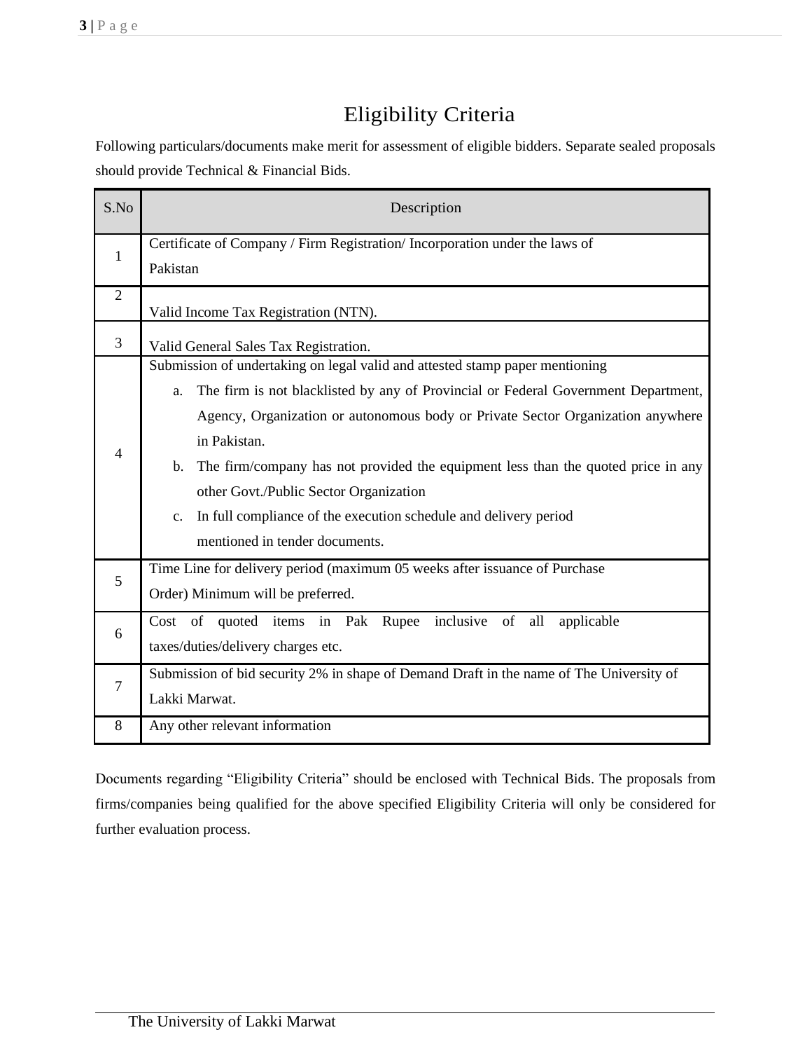# Eligibility Criteria

Following particulars/documents make merit for assessment of eligible bidders. Separate sealed proposals should provide Technical & Financial Bids.

| S.No | Description |
| --- | --- |
| 1 | Certificate of Company / Firm Registration/ Incorporation under the laws of Pakistan |
| 2 | Valid Income Tax Registration (NTN). |
| 3 | Valid General Sales Tax Registration. |
| 4 | Submission of undertaking on legal valid and attested stamp paper mentioning<br>a. The firm is not blacklisted by any of Provincial or Federal Government Department, Agency, Organization or autonomous body or Private Sector Organization anywhere in Pakistan.<br>b. The firm/company has not provided the equipment less than the quoted price in any other Govt./Public Sector Organization<br>c. In full compliance of the execution schedule and delivery period mentioned in tender documents. |
| 5 | Time Line for delivery period (maximum 05 weeks after issuance of Purchase Order) Minimum will be preferred. |
| 6 | Cost of quoted items in Pak Rupee inclusive of all applicable taxes/duties/delivery charges etc. |
| 7 | Submission of bid security 2% in shape of Demand Draft in the name of The University of Lakki Marwat. |
| 8 | Any other relevant information |

Documents regarding "Eligibility Criteria" should be enclosed with Technical Bids. The proposals from firms/companies being qualified for the above specified Eligibility Criteria will only be considered for further evaluation process.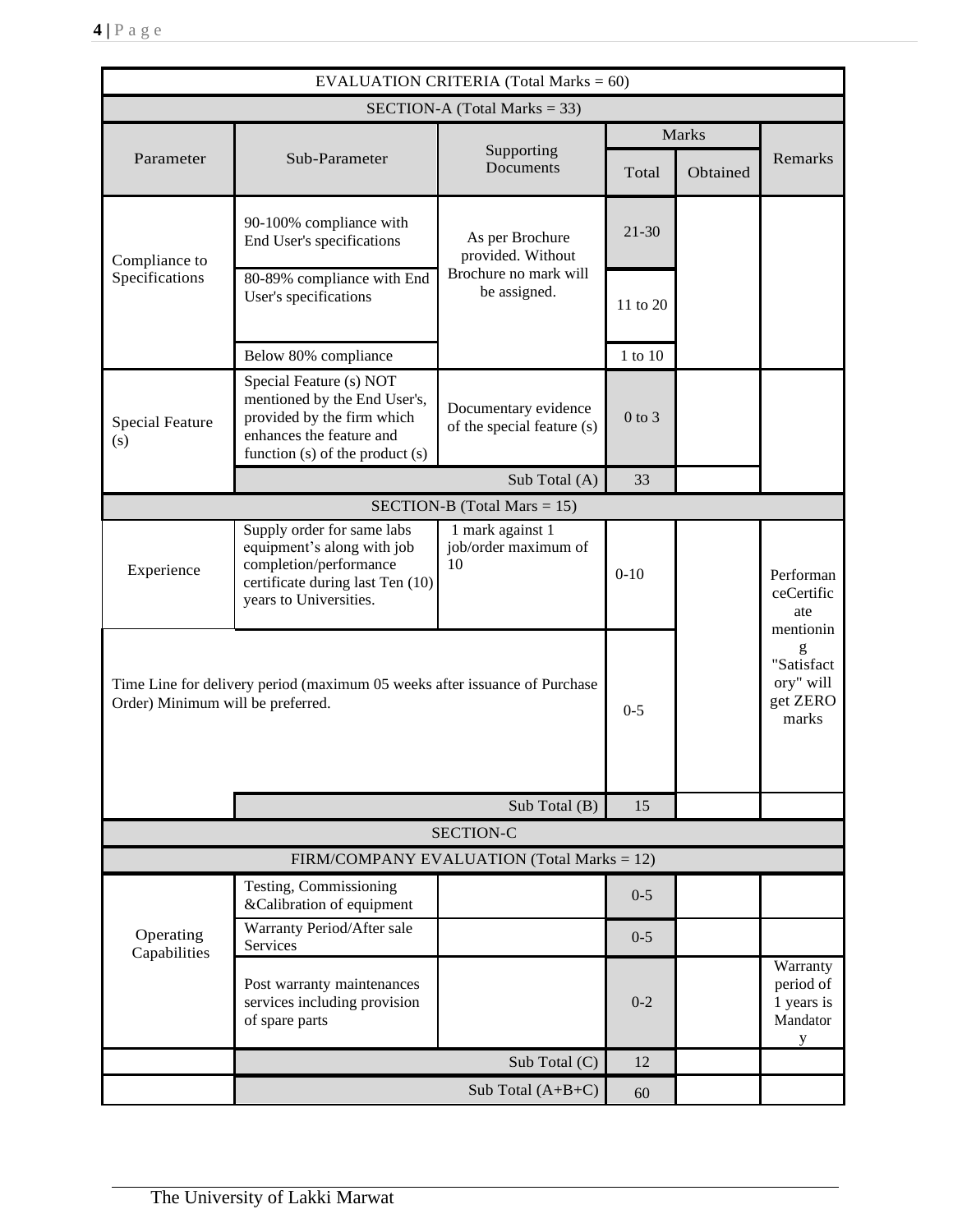| EVALUATION CRITERIA (Total Marks = 60) | | | | | |
|---|---|---|---|---|---|
| **SECTION-A (Total Marks = 33)** | | | | | |
| Parameter | Sub-Parameter | Supporting Documents | Marks | | Remarks |
| | | | Total | Obtained | |
| Compliance to Specifications | 90-100% compliance with End User's specifications | As per Brochure provided. Without Brochure no mark will be assigned. | 21-30 | | |
| | 80-89% compliance with End User's specifications | | 11 to 20 | | |
| | Below 80% compliance | | 1 to 10 | | |
| Special Feature (s) | Special Feature (s) NOT mentioned by the End User's, provided by the firm which enhances the feature and function (s) of the product (s) | Documentary evidence of the special feature (s) | 0 to 3 | | |
| | | Sub Total (A) | 33 | | |
| **SECTION-B (Total Mars = 15)** | | | | | |
| Experience | Supply order for same labs equipment's along with job completion/performance certificate during last Ten (10) years to Universities. | 1 mark against 1 job/order maximum of 10 | 0-10 | | PerformanceCertificate mentioning "Satisfactory" will get ZERO marks |
| Time Line for delivery period (maximum 05 weeks after issuance of Purchase Order) Minimum will be preferred. | | | 0-5 | | |
| | | Sub Total (B) | 15 | | |
| **SECTION-C** | | | | | |
| **FIRM/COMPANY EVALUATION (Total Marks = 12)** | | | | | |
| Operating Capabilities | Testing, Commissioning &Calibration of equipment | | 0-5 | | |
| | Warranty Period/After sale Services | | 0-5 | | |
| | Post warranty maintenances services including provision of spare parts | | 0-2 | | Warranty period of 1 years is Mandatory |
| | | Sub Total (C) | 12 | | |
| | | Sub Total (A+B+C) | 60 | | |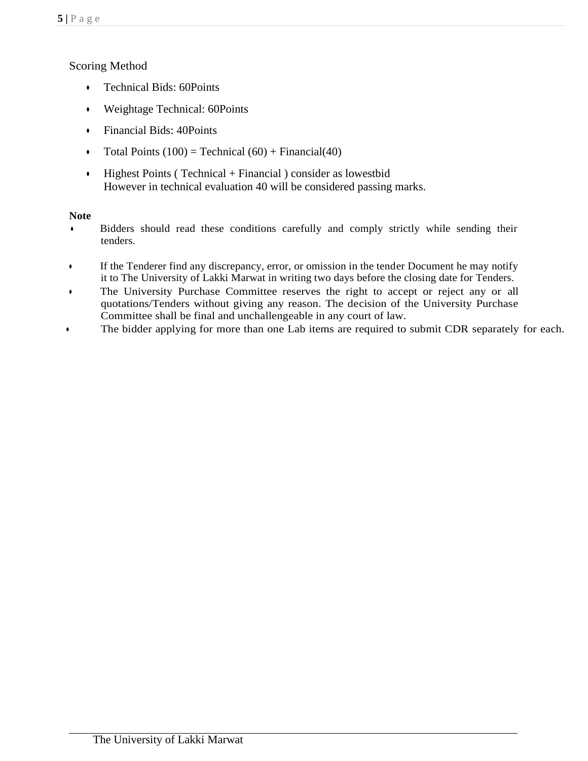Scoring Method

- Technical Bids: 60Points
- Weightage Technical: 60Points
- Financial Bids: 40Points
- Total Points (100) = Technical (60) + Financial(40)
- Highest Points ( Technical + Financial ) consider as lowestbid  
  However in technical evaluation 40 will be considered passing marks.

**Note**

- Bidders should read these conditions carefully and comply strictly while sending their tenders.
- If the Tenderer find any discrepancy, error, or omission in the tender Document he may notify it to The University of Lakki Marwat in writing two days before the closing date for Tenders.
- The University Purchase Committee reserves the right to accept or reject any or all quotations/Tenders without giving any reason. The decision of the University Purchase Committee shall be final and unchallengeable in any court of law.
- The bidder applying for more than one Lab items are required to submit CDR separately for each.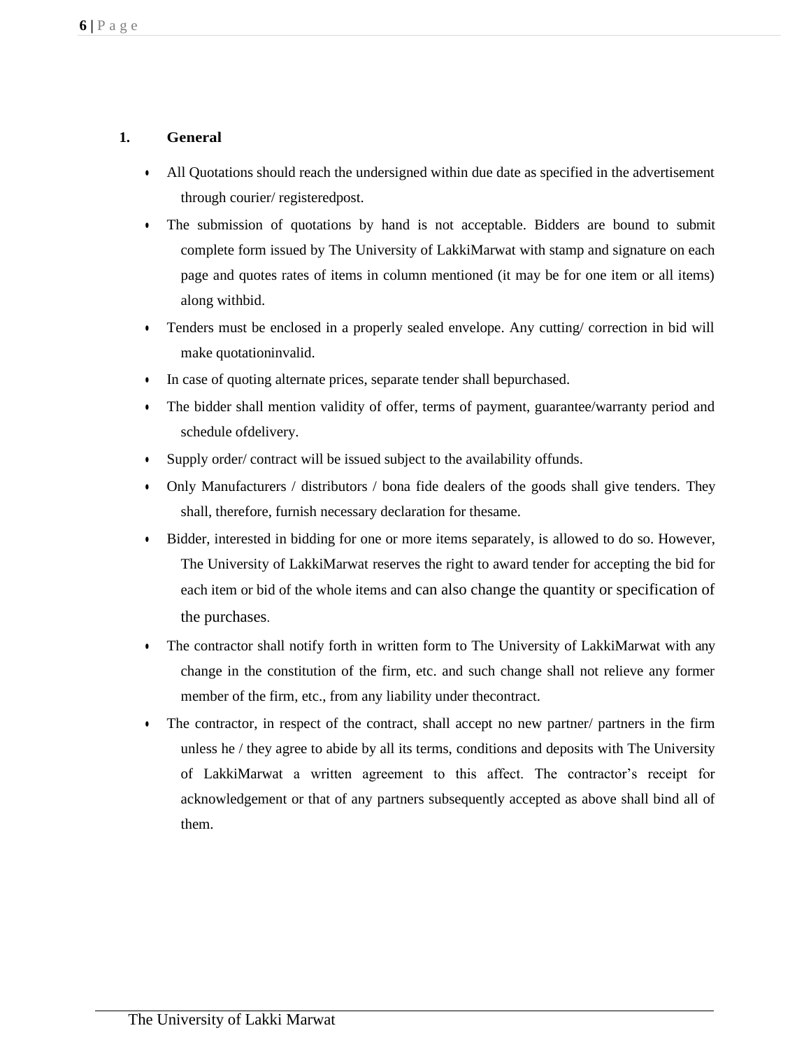## 1. General

- All Quotations should reach the undersigned within due date as specified in the advertisement through courier/ registeredpost.
- The submission of quotations by hand is not acceptable. Bidders are bound to submit complete form issued by The University of LakkiMarwat with stamp and signature on each page and quotes rates of items in column mentioned (it may be for one item or all items) along withbid.
- Tenders must be enclosed in a properly sealed envelope. Any cutting/ correction in bid will make quotationinvalid.
- In case of quoting alternate prices, separate tender shall bepurchased.
- The bidder shall mention validity of offer, terms of payment, guarantee/warranty period and schedule ofdelivery.
- Supply order/ contract will be issued subject to the availability offunds.
- Only Manufacturers / distributors / bona fide dealers of the goods shall give tenders. They shall, therefore, furnish necessary declaration for thesame.
- Bidder, interested in bidding for one or more items separately, is allowed to do so. However, The University of LakkiMarwat reserves the right to award tender for accepting the bid for each item or bid of the whole items and can also change the quantity or specification of the purchases.
- The contractor shall notify forth in written form to The University of LakkiMarwat with any change in the constitution of the firm, etc. and such change shall not relieve any former member of the firm, etc., from any liability under thecontract.
- The contractor, in respect of the contract, shall accept no new partner/ partners in the firm unless he / they agree to abide by all its terms, conditions and deposits with The University of LakkiMarwat a written agreement to this affect. The contractor's receipt for acknowledgement or that of any partners subsequently accepted as above shall bind all of them.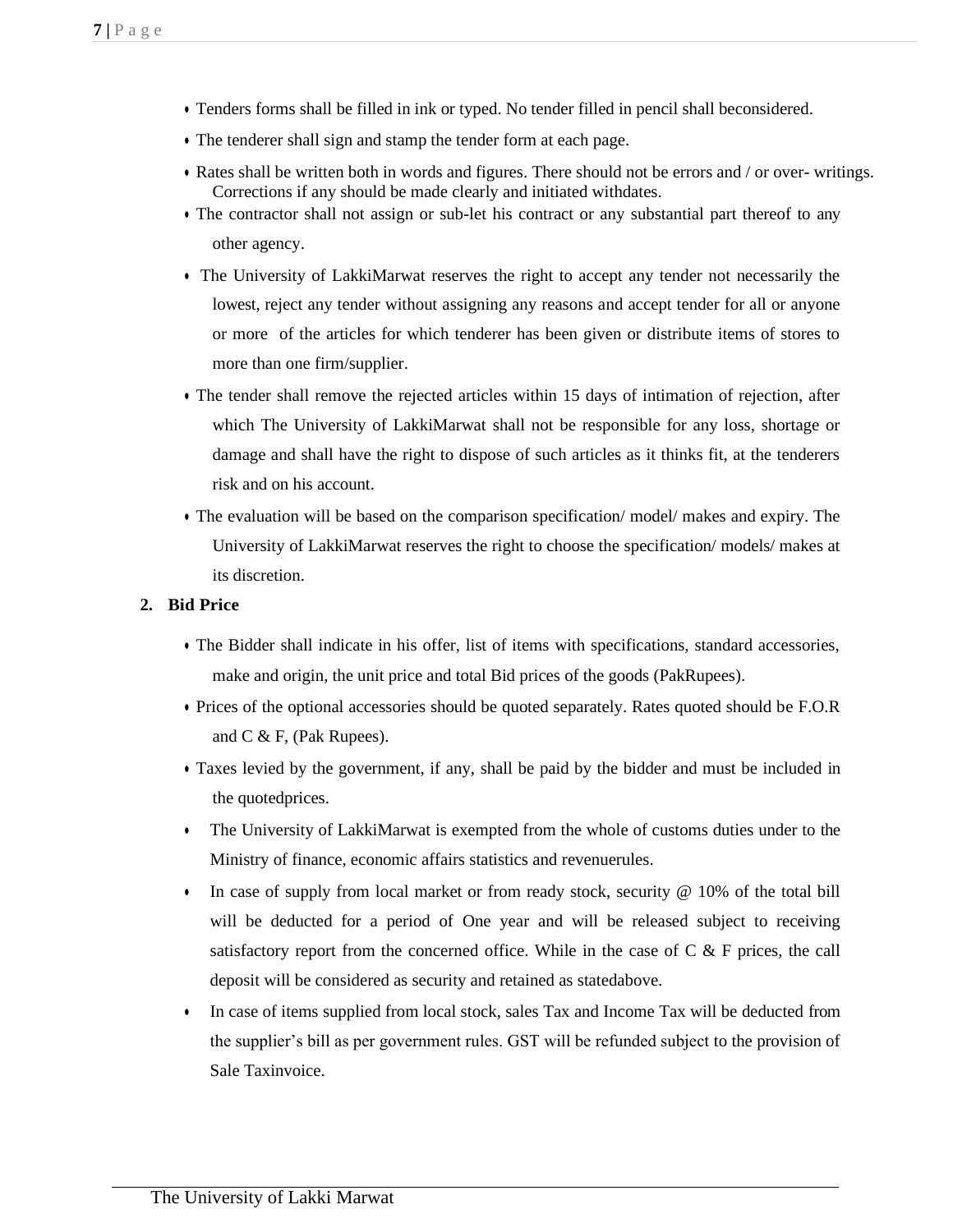- Tenders forms shall be filled in ink or typed. No tender filled in pencil shall beconsidered.
- The tenderer shall sign and stamp the tender form at each page.
- Rates shall be written both in words and figures. There should not be errors and / or over- writings. Corrections if any should be made clearly and initiated withdates.
- The contractor shall not assign or sub-let his contract or any substantial part thereof to any other agency.
- The University of LakkiMarwat reserves the right to accept any tender not necessarily the lowest, reject any tender without assigning any reasons and accept tender for all or anyone or more of the articles for which tenderer has been given or distribute items of stores to more than one firm/supplier.
- The tender shall remove the rejected articles within 15 days of intimation of rejection, after which The University of LakkiMarwat shall not be responsible for any loss, shortage or damage and shall have the right to dispose of such articles as it thinks fit, at the tenderers risk and on his account.
- The evaluation will be based on the comparison specification/ model/ makes and expiry. The University of LakkiMarwat reserves the right to choose the specification/ models/ makes at its discretion.

**2. Bid Price**

- The Bidder shall indicate in his offer, list of items with specifications, standard accessories, make and origin, the unit price and total Bid prices of the goods (PakRupees).
- Prices of the optional accessories should be quoted separately. Rates quoted should be F.O.R and C & F, (Pak Rupees).
- Taxes levied by the government, if any, shall be paid by the bidder and must be included in the quotedprices.
- The University of LakkiMarwat is exempted from the whole of customs duties under to the Ministry of finance, economic affairs statistics and revenuerules.
- In case of supply from local market or from ready stock, security @ 10% of the total bill will be deducted for a period of One year and will be released subject to receiving satisfactory report from the concerned office. While in the case of C & F prices, the call deposit will be considered as security and retained as statedabove.
- In case of items supplied from local stock, sales Tax and Income Tax will be deducted from the supplier's bill as per government rules. GST will be refunded subject to the provision of Sale Taxinvoice.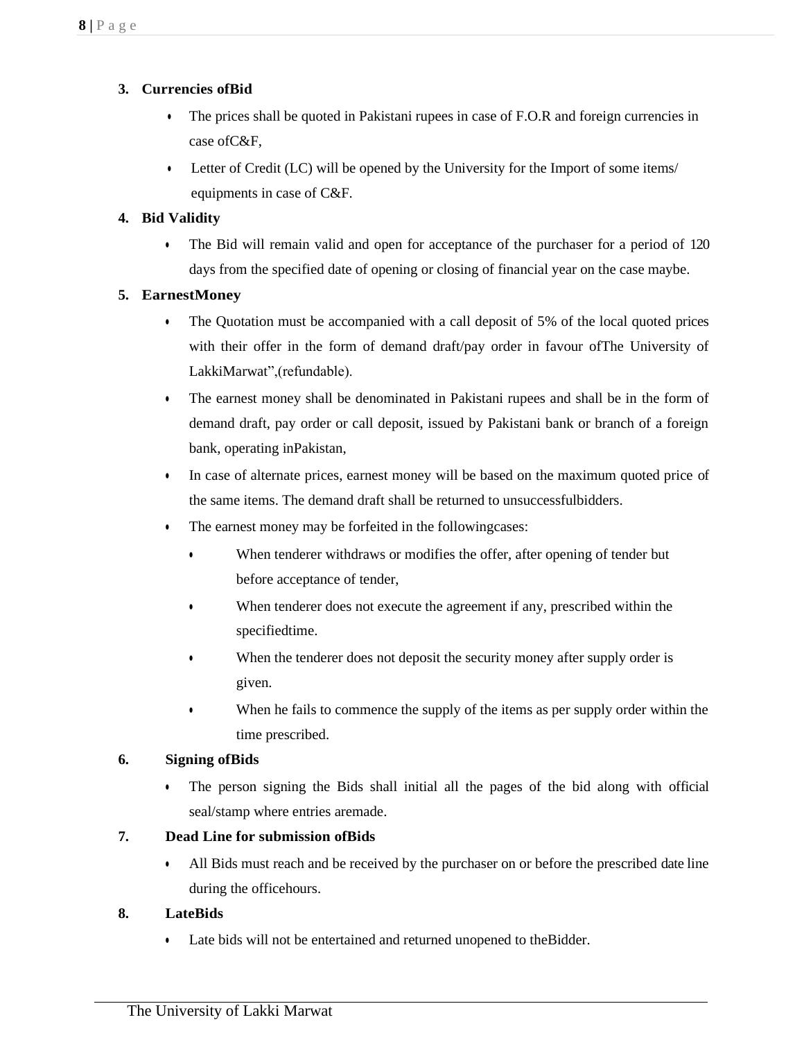3. **Currencies ofBid**
    - The prices shall be quoted in Pakistani rupees in case of F.O.R and foreign currencies in case ofC&F,
    - Letter of Credit (LC) will be opened by the University for the Import of some items/ equipments in case of C&F.
4. **Bid Validity**
    - The Bid will remain valid and open for acceptance of the purchaser for a period of 120 days from the specified date of opening or closing of financial year on the case maybe.
5. **EarnestMoney**
    - The Quotation must be accompanied with a call deposit of 5% of the local quoted prices with their offer in the form of demand draft/pay order in favour ofThe University of LakkiMarwat",(refundable).
    - The earnest money shall be denominated in Pakistani rupees and shall be in the form of demand draft, pay order or call deposit, issued by Pakistani bank or branch of a foreign bank, operating inPakistan,
    - In case of alternate prices, earnest money will be based on the maximum quoted price of the same items. The demand draft shall be returned to unsuccessfulbidders.
    - The earnest money may be forfeited in the followingcases:
        - When tenderer withdraws or modifies the offer, after opening of tender but before acceptance of tender,
        - When tenderer does not execute the agreement if any, prescribed within the specifiedtime.
        - When the tenderer does not deposit the security money after supply order is given.
        - When he fails to commence the supply of the items as per supply order within the time prescribed.
6. **Signing ofBids**
    - The person signing the Bids shall initial all the pages of the bid along with official seal/stamp where entries aremade.
7. **Dead Line for submission ofBids**
    - All Bids must reach and be received by the purchaser on or before the prescribed date line during the officehours.
8. **LateBids**
    - Late bids will not be entertained and returned unopened to theBidder.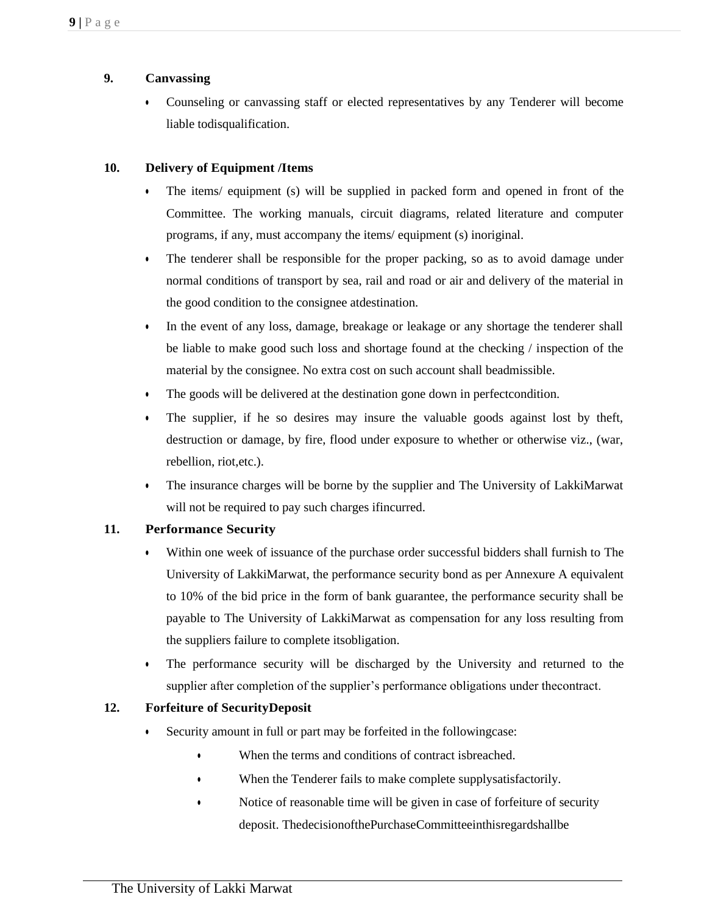**9. Canvassing**

- Counseling or canvassing staff or elected representatives by any Tenderer will become liable todisqualification.

**10. Delivery of Equipment /Items**

- The items/ equipment (s) will be supplied in packed form and opened in front of the Committee. The working manuals, circuit diagrams, related literature and computer programs, if any, must accompany the items/ equipment (s) inoriginal.
- The tenderer shall be responsible for the proper packing, so as to avoid damage under normal conditions of transport by sea, rail and road or air and delivery of the material in the good condition to the consignee atdestination.
- In the event of any loss, damage, breakage or leakage or any shortage the tenderer shall be liable to make good such loss and shortage found at the checking / inspection of the material by the consignee. No extra cost on such account shall beadmissible.
- The goods will be delivered at the destination gone down in perfectcondition.
- The supplier, if he so desires may insure the valuable goods against lost by theft, destruction or damage, by fire, flood under exposure to whether or otherwise viz., (war, rebellion, riot,etc.).
- The insurance charges will be borne by the supplier and The University of LakkiMarwat will not be required to pay such charges ifincurred.

**11. Performance Security**

- Within one week of issuance of the purchase order successful bidders shall furnish to The University of LakkiMarwat, the performance security bond as per Annexure A equivalent to 10% of the bid price in the form of bank guarantee, the performance security shall be payable to The University of LakkiMarwat as compensation for any loss resulting from the suppliers failure to complete itsobligation.
- The performance security will be discharged by the University and returned to the supplier after completion of the supplier's performance obligations under thecontract.

**12. Forfeiture of SecurityDeposit**

- Security amount in full or part may be forfeited in the followingcase:
  - When the terms and conditions of contract isbreached.
  - When the Tenderer fails to make complete supplysatisfactorily.
  - Notice of reasonable time will be given in case of forfeiture of security deposit. ThedecisionofthePurchaseCommitteeinthisregardshallbe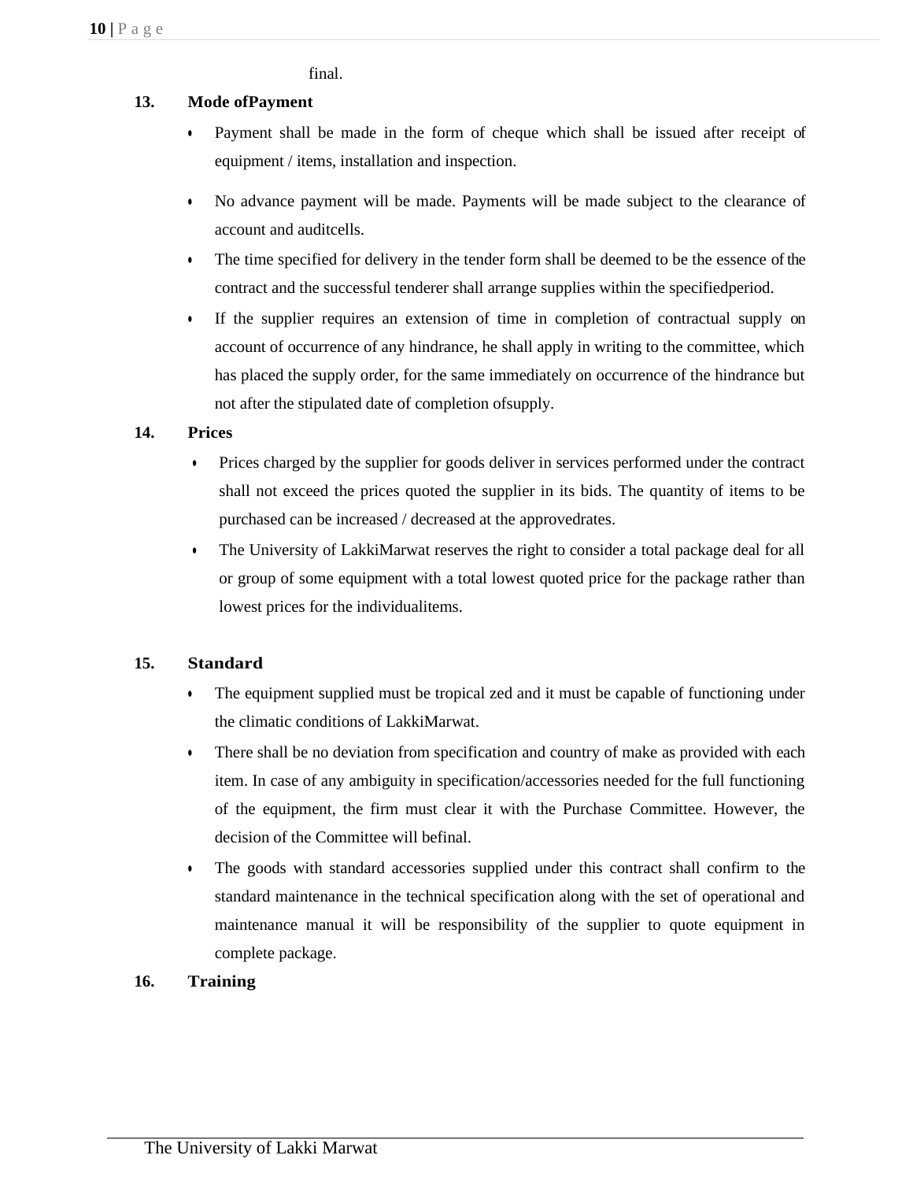final.

**13. Mode ofPayment**

- Payment shall be made in the form of cheque which shall be issued after receipt of equipment / items, installation and inspection.
- No advance payment will be made. Payments will be made subject to the clearance of account and auditcells.
- The time specified for delivery in the tender form shall be deemed to be the essence of the contract and the successful tenderer shall arrange supplies within the specifiedperiod.
- If the supplier requires an extension of time in completion of contractual supply on account of occurrence of any hindrance, he shall apply in writing to the committee, which has placed the supply order, for the same immediately on occurrence of the hindrance but not after the stipulated date of completion ofsupply.

**14. Prices**

- Prices charged by the supplier for goods deliver in services performed under the contract shall not exceed the prices quoted the supplier in its bids. The quantity of items to be purchased can be increased / decreased at the approvedrates.
- The University of LakkiMarwat reserves the right to consider a total package deal for all or group of some equipment with a total lowest quoted price for the package rather than lowest prices for the individualitems.

**15. Standard**

- The equipment supplied must be tropical zed and it must be capable of functioning under the climatic conditions of LakkiMarwat.
- There shall be no deviation from specification and country of make as provided with each item. In case of any ambiguity in specification/accessories needed for the full functioning of the equipment, the firm must clear it with the Purchase Committee. However, the decision of the Committee will befinal.
- The goods with standard accessories supplied under this contract shall confirm to the standard maintenance in the technical specification along with the set of operational and maintenance manual it will be responsibility of the supplier to quote equipment in complete package.

**16. Training**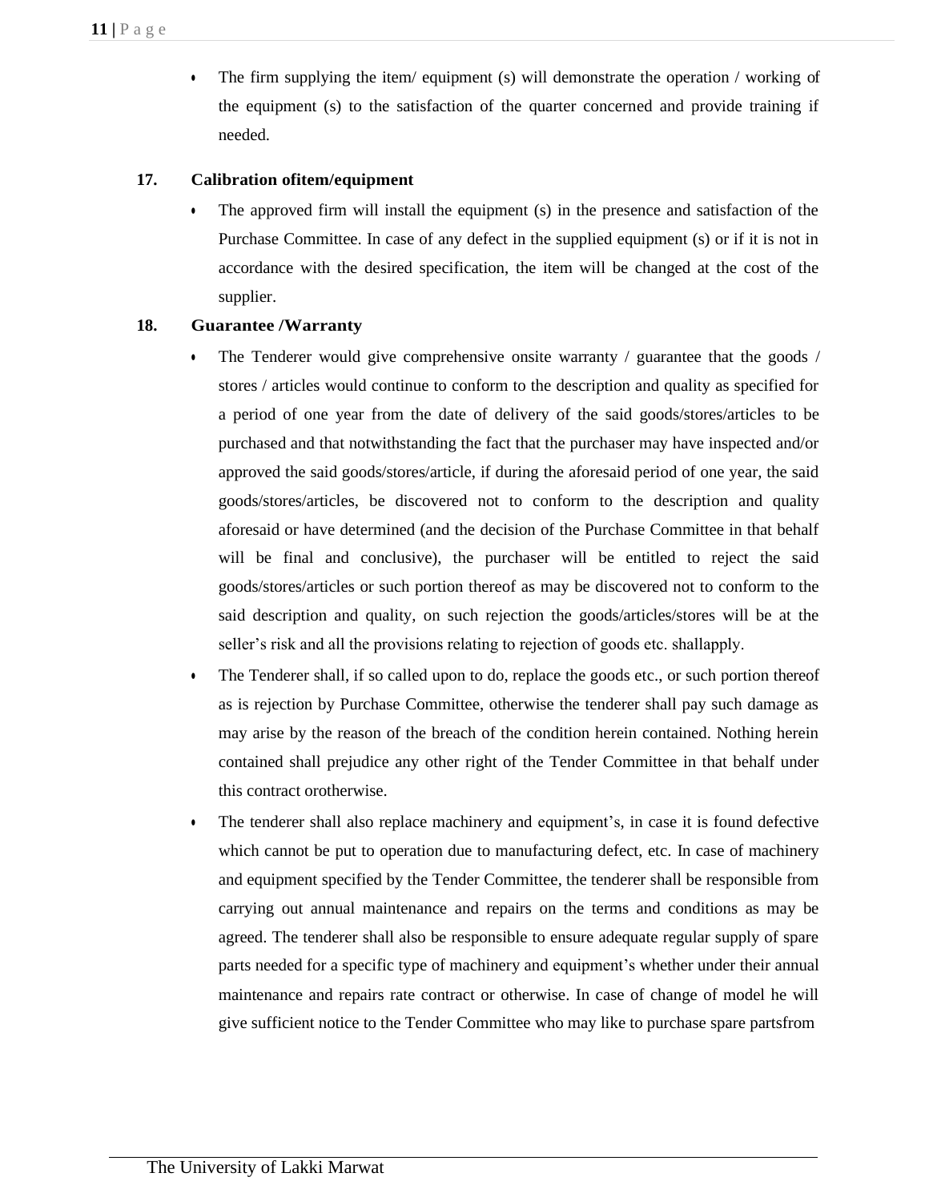- The firm supplying the item/ equipment (s) will demonstrate the operation / working of the equipment (s) to the satisfaction of the quarter concerned and provide training if needed.

**17. Calibration ofitem/equipment**

- The approved firm will install the equipment (s) in the presence and satisfaction of the Purchase Committee. In case of any defect in the supplied equipment (s) or if it is not in accordance with the desired specification, the item will be changed at the cost of the supplier.

**18. Guarantee /Warranty**

- The Tenderer would give comprehensive onsite warranty / guarantee that the goods / stores / articles would continue to conform to the description and quality as specified for a period of one year from the date of delivery of the said goods/stores/articles to be purchased and that notwithstanding the fact that the purchaser may have inspected and/or approved the said goods/stores/article, if during the aforesaid period of one year, the said goods/stores/articles, be discovered not to conform to the description and quality aforesaid or have determined (and the decision of the Purchase Committee in that behalf will be final and conclusive), the purchaser will be entitled to reject the said goods/stores/articles or such portion thereof as may be discovered not to conform to the said description and quality, on such rejection the goods/articles/stores will be at the seller's risk and all the provisions relating to rejection of goods etc. shallapply.
- The Tenderer shall, if so called upon to do, replace the goods etc., or such portion thereof as is rejection by Purchase Committee, otherwise the tenderer shall pay such damage as may arise by the reason of the breach of the condition herein contained. Nothing herein contained shall prejudice any other right of the Tender Committee in that behalf under this contract orotherwise.
- The tenderer shall also replace machinery and equipment's, in case it is found defective which cannot be put to operation due to manufacturing defect, etc. In case of machinery and equipment specified by the Tender Committee, the tenderer shall be responsible from carrying out annual maintenance and repairs on the terms and conditions as may be agreed. The tenderer shall also be responsible to ensure adequate regular supply of spare parts needed for a specific type of machinery and equipment's whether under their annual maintenance and repairs rate contract or otherwise. In case of change of model he will give sufficient notice to the Tender Committee who may like to purchase spare partsfrom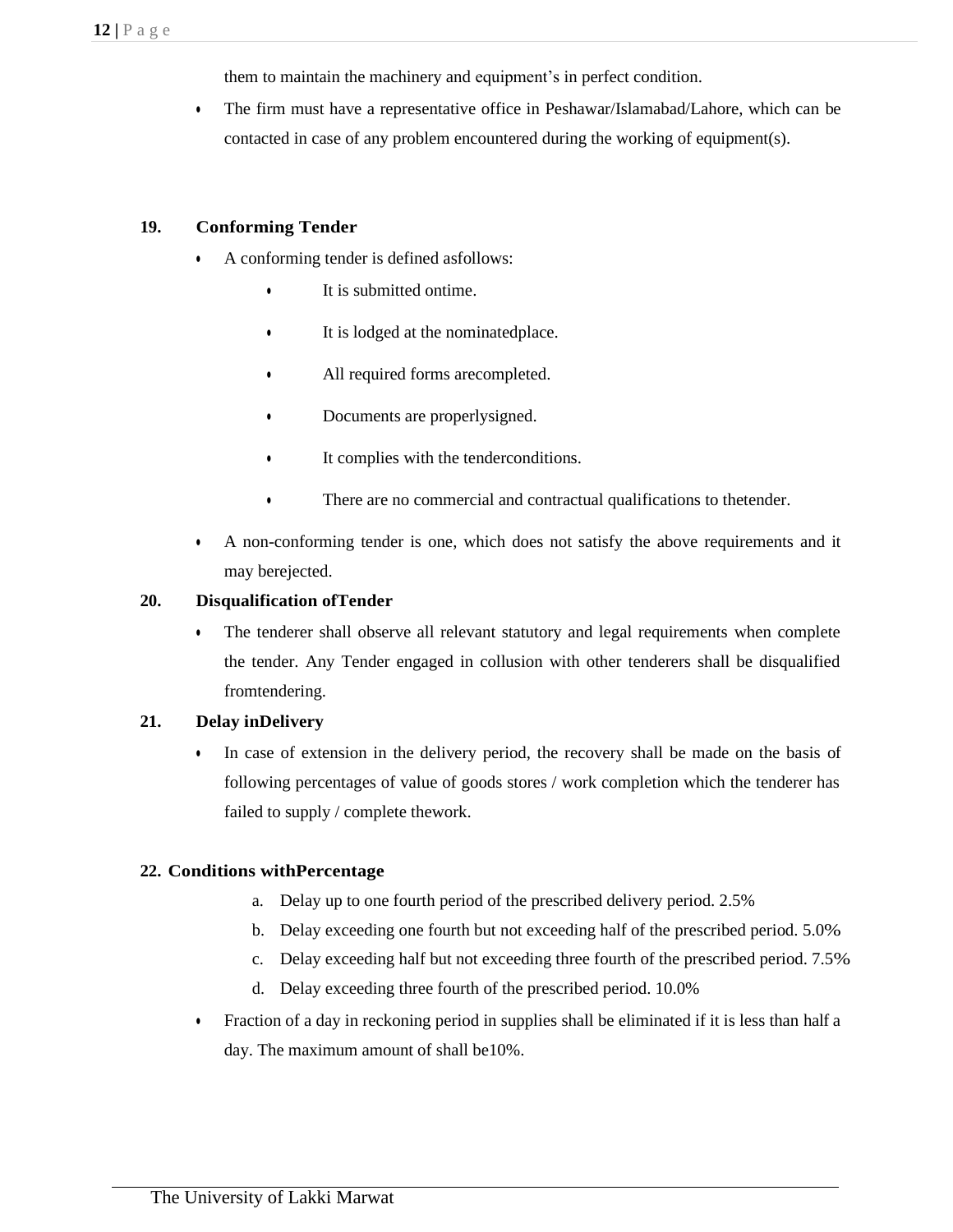them to maintain the machinery and equipment's in perfect condition.

- The firm must have a representative office in Peshawar/Islamabad/Lahore, which can be contacted in case of any problem encountered during the working of equipment(s).

**19. Conforming Tender**

- A conforming tender is defined asfollows:
  - It is submitted ontime.
  - It is lodged at the nominatedplace.
  - All required forms arecompleted.
  - Documents are properlysigned.
  - It complies with the tenderconditions.
  - There are no commercial and contractual qualifications to thetender.
- A non-conforming tender is one, which does not satisfy the above requirements and it may berejected.

**20. Disqualification ofTender**

- The tenderer shall observe all relevant statutory and legal requirements when complete the tender. Any Tender engaged in collusion with other tenderers shall be disqualified fromtendering.

**21. Delay inDelivery**

- In case of extension in the delivery period, the recovery shall be made on the basis of following percentages of value of goods stores / work completion which the tenderer has failed to supply / complete thework.

**22. Conditions withPercentage**

a. Delay up to one fourth period of the prescribed delivery period. 2.5%
b. Delay exceeding one fourth but not exceeding half of the prescribed period. 5.0%
c. Delay exceeding half but not exceeding three fourth of the prescribed period. 7.5%
d. Delay exceeding three fourth of the prescribed period. 10.0%

- Fraction of a day in reckoning period in supplies shall be eliminated if it is less than half a day. The maximum amount of shall be10%.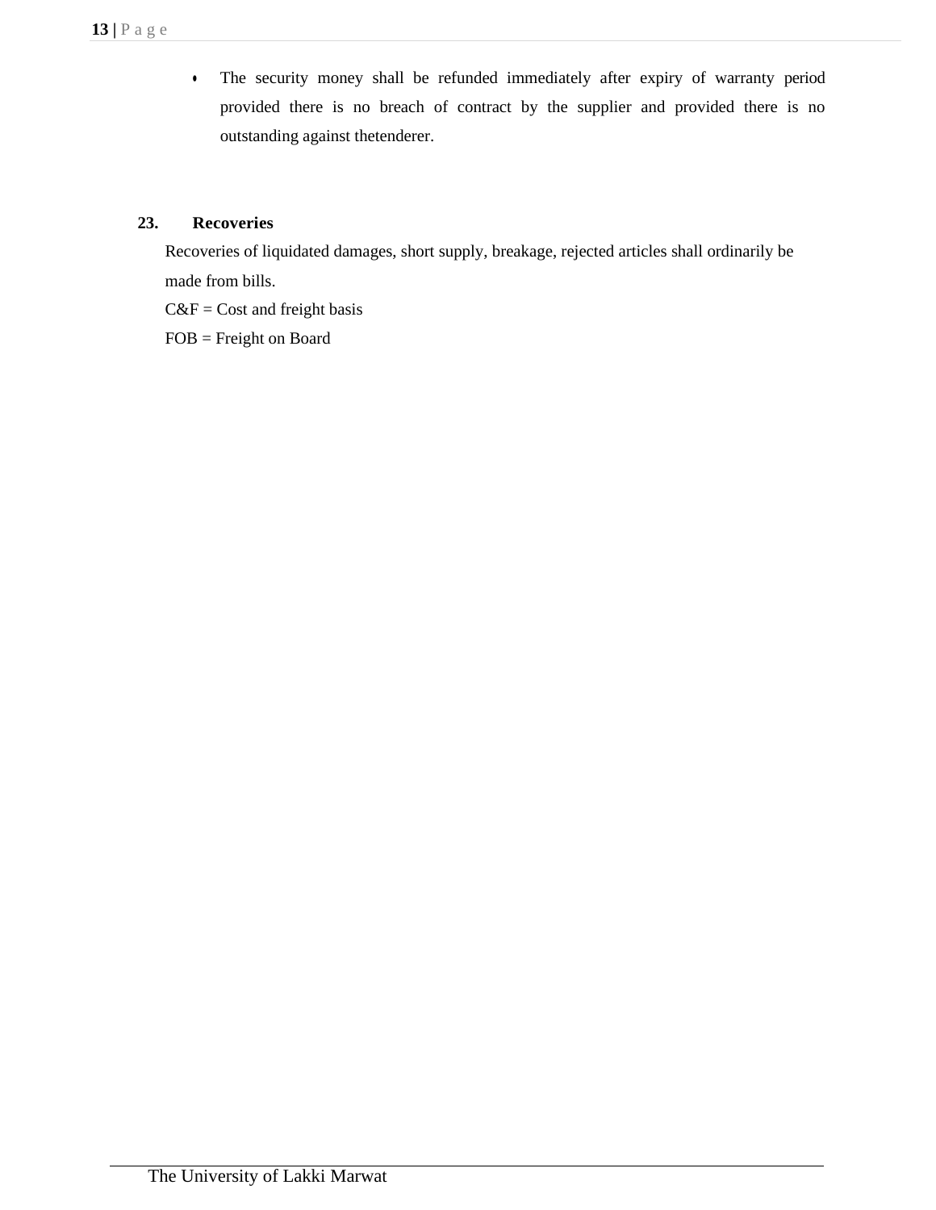- The security money shall be refunded immediately after expiry of warranty period provided there is no breach of contract by the supplier and provided there is no outstanding against thetenderer.

**23. Recoveries**

Recoveries of liquidated damages, short supply, breakage, rejected articles shall ordinarily be made from bills.

C&F = Cost and freight basis

FOB = Freight on Board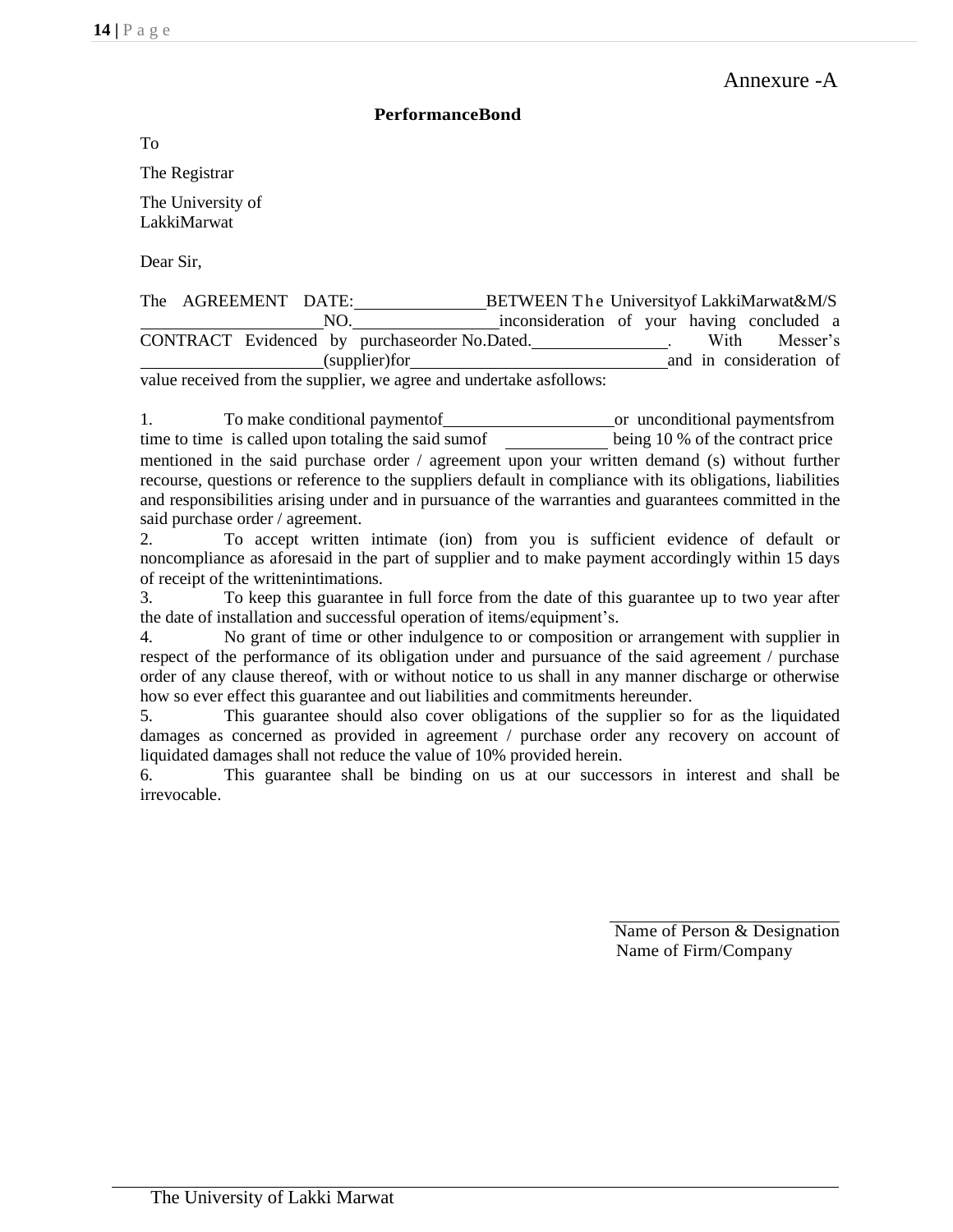Annexure -A

**PerformanceBond**

To

The Registrar

The University of
LakkiMarwat

Dear Sir,

The AGREEMENT DATE:\_\_\_\_\_\_\_\_\_\_\_\_\_\_\_BETWEEN The Universityof LakkiMarwat&M/S \_\_\_\_\_\_\_\_\_\_\_\_\_\_\_\_\_\_\_\_NO.\_\_\_\_\_\_\_\_\_\_\_\_\_\_\_\_inconsideration of your having concluded a CONTRACT Evidenced by purchaseorder No.Dated.\_\_\_\_\_\_\_\_\_\_\_\_\_\_\_. With Messer's \_\_\_\_\_\_\_\_\_\_\_\_\_\_\_\_\_\_\_\_(supplier)for\_\_\_\_\_\_\_\_\_\_\_\_\_\_\_\_\_\_\_\_\_\_\_\_\_\_\_\_\_\_and in consideration of value received from the supplier, we agree and undertake asfollows:

1. To make conditional paymentof\_\_\_\_\_\_\_\_\_\_\_\_\_\_\_\_\_\_\_\_or unconditional paymentsfrom time to time is called upon totaling the said sumof \_\_\_\_\_\_\_\_\_\_\_\_ being 10 % of the contract price mentioned in the said purchase order / agreement upon your written demand (s) without further recourse, questions or reference to the suppliers default in compliance with its obligations, liabilities and responsibilities arising under and in pursuance of the warranties and guarantees committed in the said purchase order / agreement.
2. To accept written intimate (ion) from you is sufficient evidence of default or noncompliance as aforesaid in the part of supplier and to make payment accordingly within 15 days of receipt of the writtenintimations.
3. To keep this guarantee in full force from the date of this guarantee up to two year after the date of installation and successful operation of items/equipment's.
4. No grant of time or other indulgence to or composition or arrangement with supplier in respect of the performance of its obligation under and pursuance of the said agreement / purchase order of any clause thereof, with or without notice to us shall in any manner discharge or otherwise how so ever effect this guarantee and out liabilities and commitments hereunder.
5. This guarantee should also cover obligations of the supplier so for as the liquidated damages as concerned as provided in agreement / purchase order any recovery on account of liquidated damages shall not reduce the value of 10% provided herein.
6. This guarantee shall be binding on us at our successors in interest and shall be irrevocable.

\_\_\_\_\_\_\_\_\_\_\_\_\_\_\_\_\_\_\_\_\_\_\_\_\_\_\_\_
Name of Person & Designation
Name of Firm/Company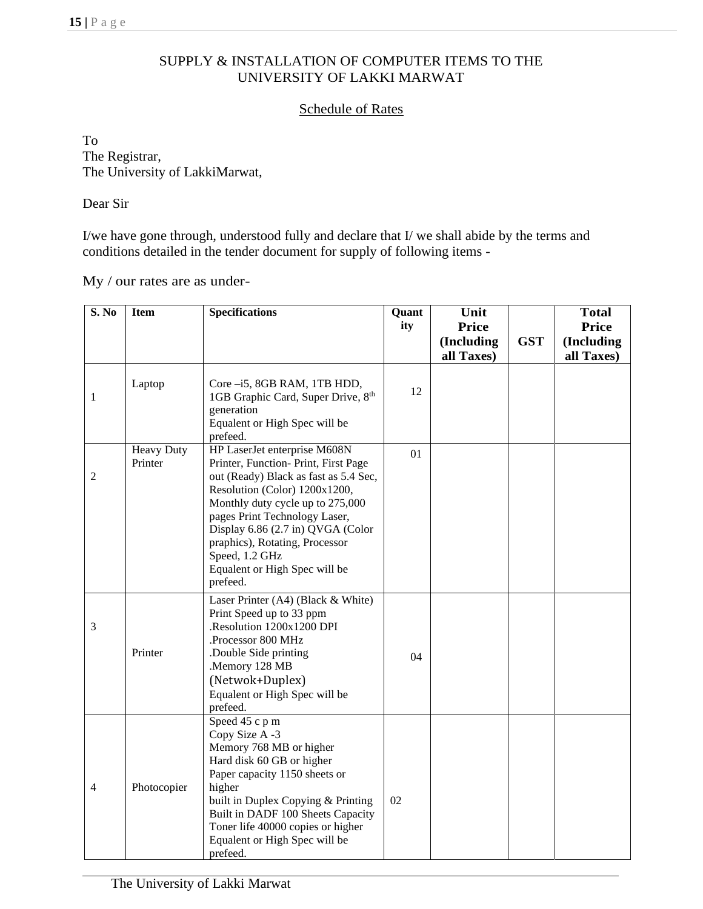SUPPLY & INSTALLATION OF COMPUTER ITEMS TO THE UNIVERSITY OF LAKKI MARWAT

Schedule of Rates

To
The Registrar,
The University of LakkiMarwat,

Dear Sir

I/we have gone through, understood fully and declare that I/ we shall abide by the terms and conditions detailed in the tender document for supply of following items -

My / our rates are as under-

| S. No | Item | Specifications | Quantity | Unit Price (Including all Taxes) | GST | Total Price (Including all Taxes) |
|---|---|---|---|---|---|---|
| 1 | Laptop | Core –i5, 8GB RAM, 1TB HDD, 1GB Graphic Card, Super Drive, 8th generation<br>Equalent or High Spec will be prefeed. | 12 | | | |
| 2 | Heavy Duty Printer | HP LaserJet enterprise M608N Printer, Function- Print, First Page out (Ready) Black as fast as 5.4 Sec, Resolution (Color) 1200x1200, Monthly duty cycle up to 275,000 pages Print Technology Laser, Display 6.86 (2.7 in) QVGA (Color praphics), Rotating, Processor Speed, 1.2 GHz<br>Equalent or High Spec will be prefeed. | 01 | | | |
| 3 | Printer | Laser Printer (A4) (Black & White)<br>Print Speed up to 33 ppm<br>.Resolution 1200x1200 DPI<br>.Processor 800 MHz<br>.Double Side printing<br>.Memory 128 MB<br>(Netwok+Duplex)<br>Equalent or High Spec will be prefeed. | 04 | | | |
| 4 | Photocopier | Speed 45 c p m<br>Copy Size A -3<br>Memory 768 MB or higher<br>Hard disk 60 GB or higher<br>Paper capacity 1150 sheets or higher<br>built in Duplex Copying & Printing<br>Built in DADF 100 Sheets Capacity<br>Toner life 40000 copies or higher<br>Equalent or High Spec will be prefeed. | 02 | | | |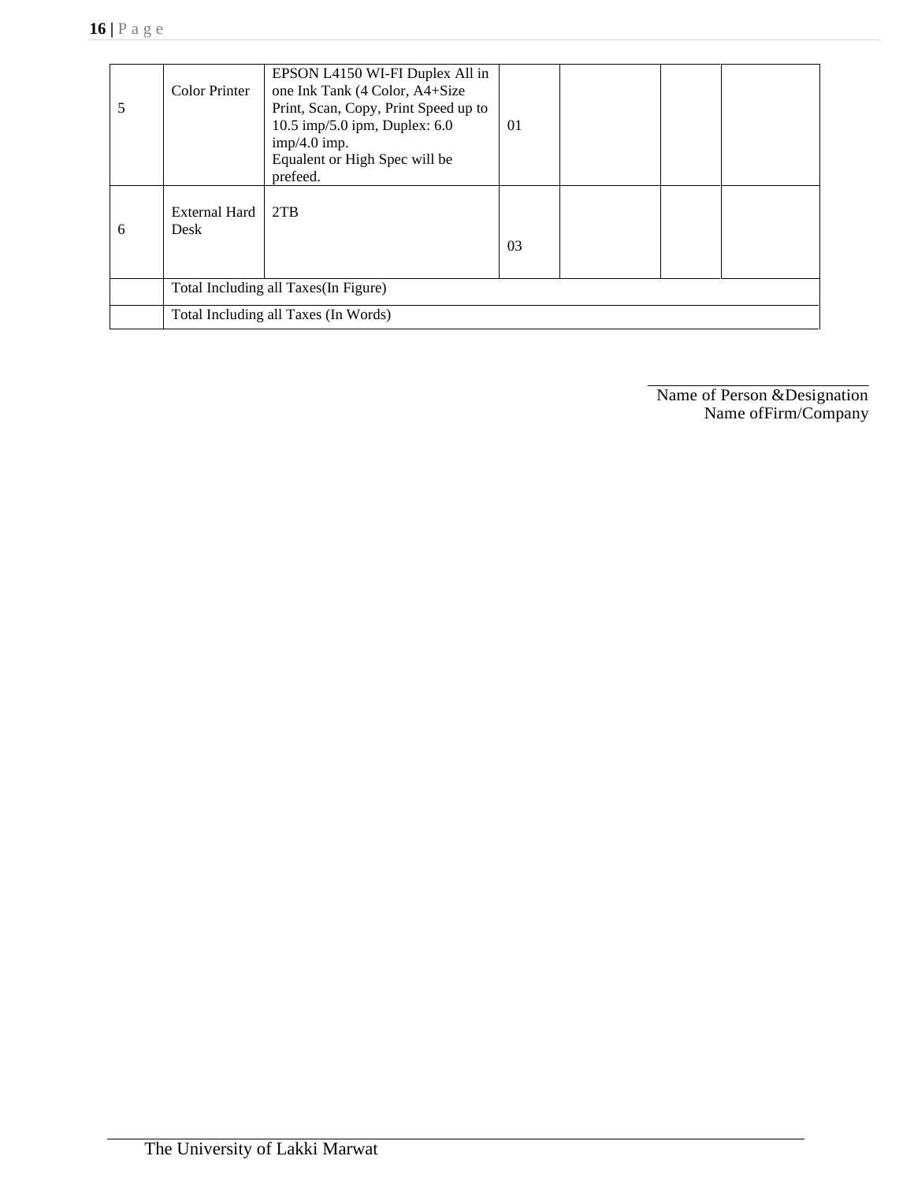| 5 | Color Printer | EPSON L4150 WI-FI Duplex All in one Ink Tank (4 Color, A4+Size Print, Scan, Copy, Print Speed up to 10.5 imp/5.0 ipm, Duplex: 6.0 imp/4.0 imp. Equalent or High Spec will be prefeed. | 01 | | | |
|---|---|---|---|---|---|---|
| 6 | External Hard Desk | 2TB | 03 | | | |
| | Total Including all Taxes(In Figure) | | | | | |
| | Total Including all Taxes (In Words) | | | | | |

Name of Person &Designation
Name ofFirm/Company

The University of Lakki Marwat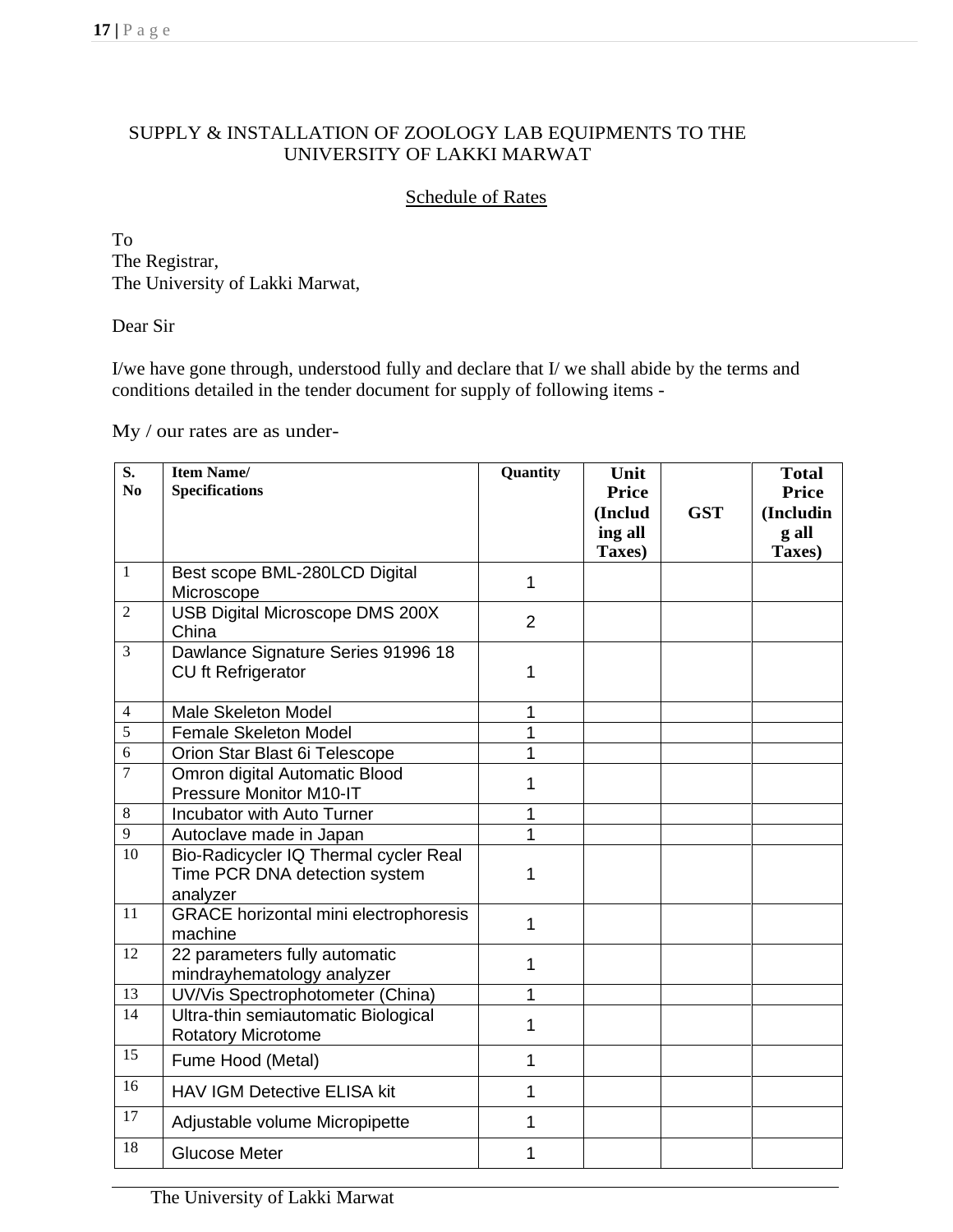## SUPPLY & INSTALLATION OF ZOOLOGY LAB EQUIPMENTS TO THE UNIVERSITY OF LAKKI MARWAT

### Schedule of Rates

To
The Registrar,
The University of Lakki Marwat,

Dear Sir

I/we have gone through, understood fully and declare that I/ we shall abide by the terms and conditions detailed in the tender document for supply of following items -

My / our rates are as under-

| S. No | Item Name/ Specifications | Quantity | Unit Price (Including all Taxes) | GST | Total Price (Including all Taxes) |
|---|---|---|---|---|---|
| 1 | Best scope BML-280LCD Digital Microscope | 1 | | | |
| 2 | USB Digital Microscope DMS 200X China | 2 | | | |
| 3 | Dawlance Signature Series 91996 18 CU ft Refrigerator | 1 | | | |
| 4 | Male Skeleton Model | 1 | | | |
| 5 | Female Skeleton Model | 1 | | | |
| 6 | Orion Star Blast 6i Telescope | 1 | | | |
| 7 | Omron digital Automatic Blood Pressure Monitor M10-IT | 1 | | | |
| 8 | Incubator with Auto Turner | 1 | | | |
| 9 | Autoclave made in Japan | 1 | | | |
| 10 | Bio-Radicycler IQ Thermal cycler Real Time PCR DNA detection system analyzer | 1 | | | |
| 11 | GRACE horizontal mini electrophoresis machine | 1 | | | |
| 12 | 22 parameters fully automatic mindrayhematology analyzer | 1 | | | |
| 13 | UV/Vis Spectrophotometer (China) | 1 | | | |
| 14 | Ultra-thin semiautomatic Biological Rotatory Microtome | 1 | | | |
| 15 | Fume Hood (Metal) | 1 | | | |
| 16 | HAV IGM Detective ELISA kit | 1 | | | |
| 17 | Adjustable volume Micropipette | 1 | | | |
| 18 | Glucose Meter | 1 | | | |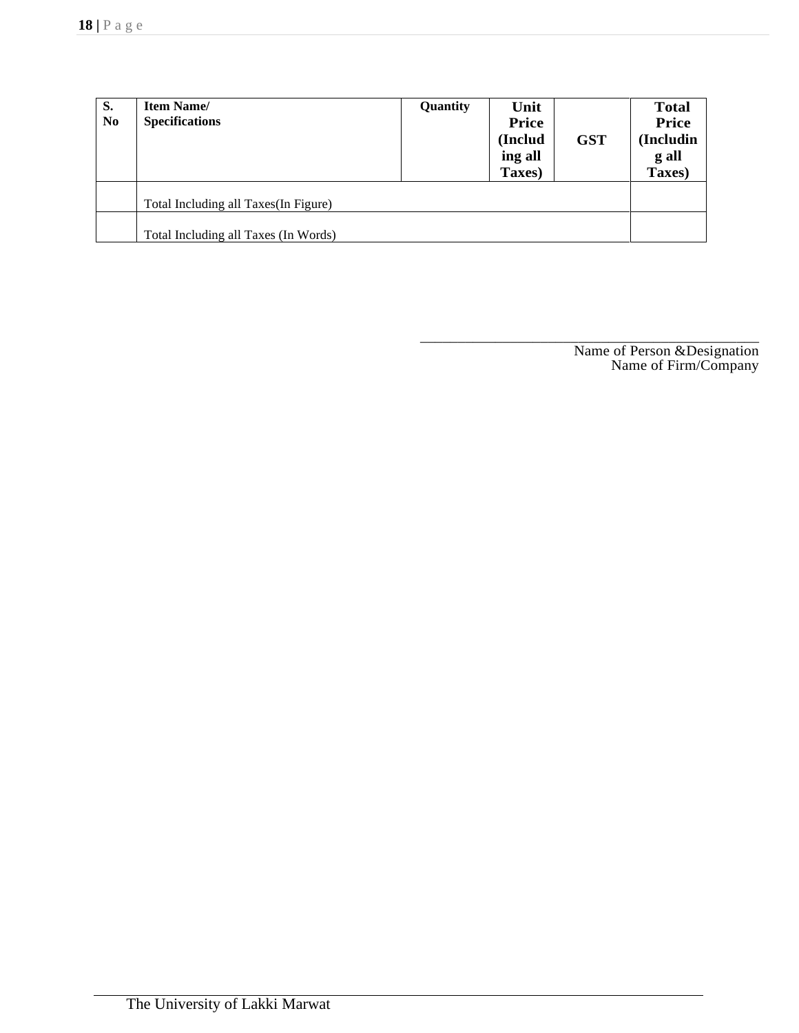| S. No | Item Name/ Specifications | Quantity | Unit Price (Including all Taxes) | GST | Total Price (Including all Taxes) |
|---|---|---|---|---|---|
| | Total Including all Taxes(In Figure) | | | | |
| | Total Including all Taxes (In Words) | | | | |

\_\_\_\_\_\_\_\_\_\_\_\_\_\_\_\_\_\_\_\_\_\_\_\_\_\_\_\_\_\_\_\_\_\_\_\_\_\_\_\_

Name of Person &Designation

Name of Firm/Company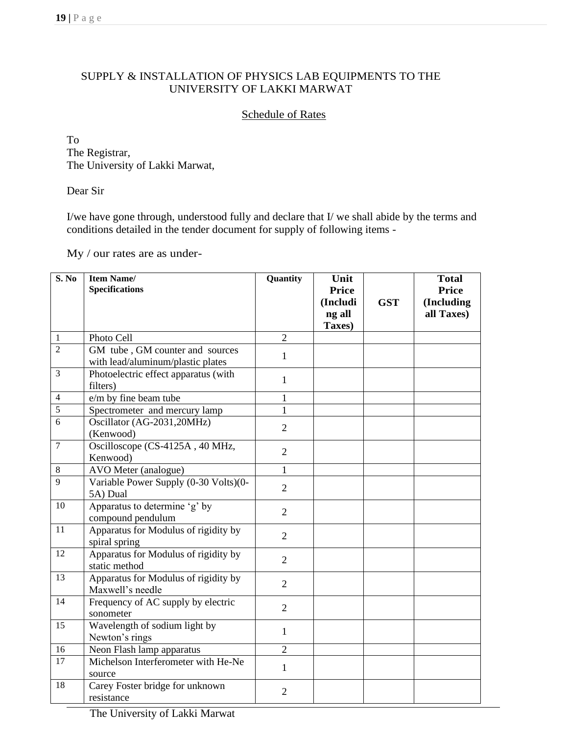SUPPLY & INSTALLATION OF PHYSICS LAB EQUIPMENTS TO THE UNIVERSITY OF LAKKI MARWAT

Schedule of Rates

To
The Registrar,
The University of Lakki Marwat,

Dear Sir

I/we have gone through, understood fully and declare that I/ we shall abide by the terms and conditions detailed in the tender document for supply of following items -

My / our rates are as under-

| S. No | Item Name/ Specifications | Quantity | Unit Price (Including all Taxes) | GST | Total Price (Including all Taxes) |
|---|---|---|---|---|---|
| 1 | Photo Cell | 2 | | | |
| 2 | GM tube , GM counter and sources with lead/aluminum/plastic plates | 1 | | | |
| 3 | Photoelectric effect apparatus (with filters) | 1 | | | |
| 4 | e/m by fine beam tube | 1 | | | |
| 5 | Spectrometer and mercury lamp | 1 | | | |
| 6 | Oscillator (AG-2031,20MHz) (Kenwood) | 2 | | | |
| 7 | Oscilloscope (CS-4125A , 40 MHz, Kenwood) | 2 | | | |
| 8 | AVO Meter (analogue) | 1 | | | |
| 9 | Variable Power Supply (0-30 Volts)(0-5A) Dual | 2 | | | |
| 10 | Apparatus to determine ‘g’ by compound pendulum | 2 | | | |
| 11 | Apparatus for Modulus of rigidity by spiral spring | 2 | | | |
| 12 | Apparatus for Modulus of rigidity by static method | 2 | | | |
| 13 | Apparatus for Modulus of rigidity by Maxwell’s needle | 2 | | | |
| 14 | Frequency of AC supply by electric sonometer | 2 | | | |
| 15 | Wavelength of sodium light by Newton’s rings | 1 | | | |
| 16 | Neon Flash lamp apparatus | 2 | | | |
| 17 | Michelson Interferometer with He-Ne source | 1 | | | |
| 18 | Carey Foster bridge for unknown resistance | 2 | | | |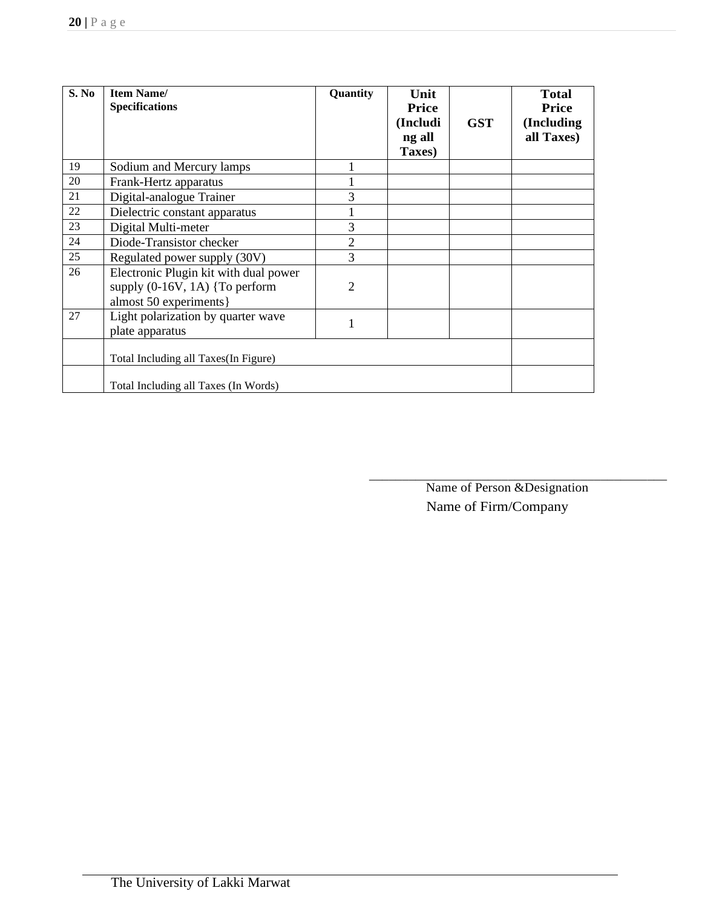| S. No | Item Name/ Specifications | Quantity | Unit Price (Including all Taxes) | GST | Total Price (Including all Taxes) |
|---|---|---|---|---|---|
| 19 | Sodium and Mercury lamps | 1 | | | |
| 20 | Frank-Hertz apparatus | 1 | | | |
| 21 | Digital-analogue Trainer | 3 | | | |
| 22 | Dielectric constant apparatus | 1 | | | |
| 23 | Digital Multi-meter | 3 | | | |
| 24 | Diode-Transistor checker | 2 | | | |
| 25 | Regulated power supply (30V) | 3 | | | |
| 26 | Electronic Plugin kit with dual power supply (0-16V, 1A) {To perform almost 50 experiments} | 2 | | | |
| 27 | Light polarization by quarter wave plate apparatus | 1 | | | |
| | Total Including all Taxes(In Figure) | | | | |
| | Total Including all Taxes (In Words) | | | | |

\_\_\_\_\_\_\_\_\_\_\_\_\_\_\_\_\_\_\_\_\_\_\_\_\_\_\_\_\_\_\_\_\_\_\_\_\_\_\_\_\_\_\_\_

Name of Person &Designation

Name of Firm/Company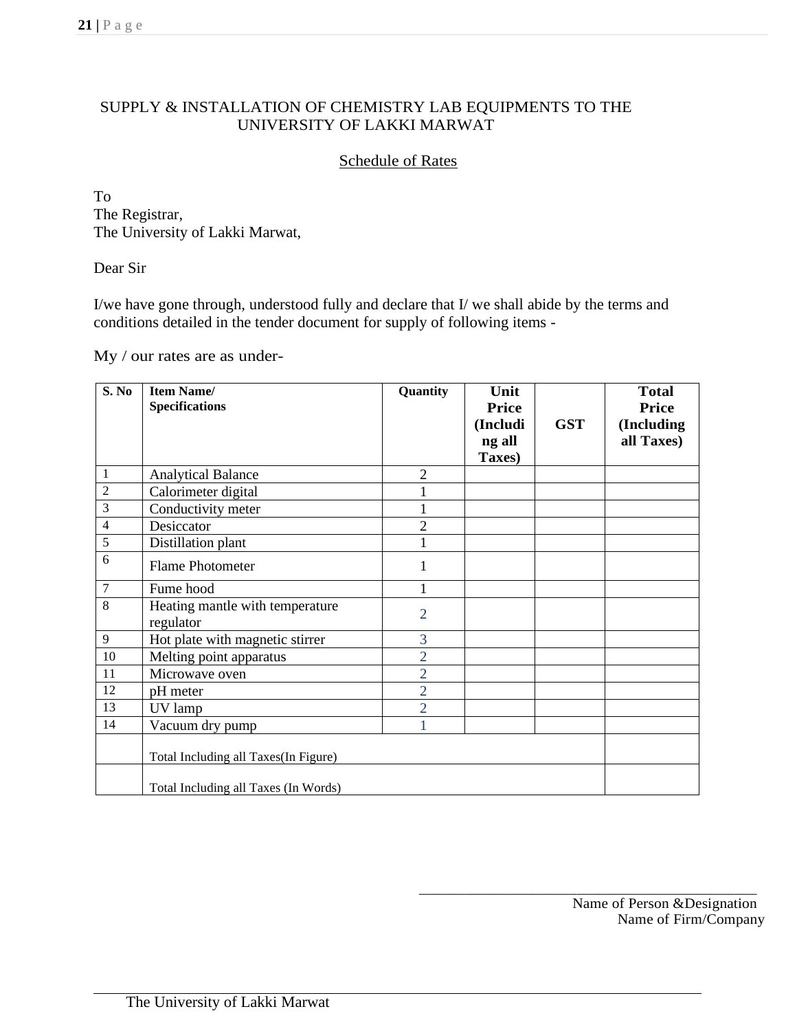SUPPLY & INSTALLATION OF CHEMISTRY LAB EQUIPMENTS TO THE UNIVERSITY OF LAKKI MARWAT

## Schedule of Rates

To
The Registrar,
The University of Lakki Marwat,

Dear Sir

I/we have gone through, understood fully and declare that I/ we shall abide by the terms and conditions detailed in the tender document for supply of following items -

My / our rates are as under-

| S. No | Item Name/ Specifications | Quantity | Unit Price (Including all Taxes) | GST | Total Price (Including all Taxes) |
|---|---|---|---|---|---|
| 1 | Analytical Balance | 2 | | | |
| 2 | Calorimeter digital | 1 | | | |
| 3 | Conductivity meter | 1 | | | |
| 4 | Desiccator | 2 | | | |
| 5 | Distillation plant | 1 | | | |
| 6 | Flame Photometer | 1 | | | |
| 7 | Fume hood | 1 | | | |
| 8 | Heating mantle with temperature regulator | 2 | | | |
| 9 | Hot plate with magnetic stirrer | 3 | | | |
| 10 | Melting point apparatus | 2 | | | |
| 11 | Microwave oven | 2 | | | |
| 12 | pH meter | 2 | | | |
| 13 | UV lamp | 2 | | | |
| 14 | Vacuum dry pump | 1 | | | |
| | Total Including all Taxes(In Figure) | | | | |
| | Total Including all Taxes (In Words) | | | | |

\_\_\_\_\_\_\_\_\_\_\_\_\_\_\_\_\_\_\_\_\_\_\_\_\_\_\_\_\_\_\_\_\_\_\_\_\_\_\_\_

Name of Person &Designation
Name of Firm/Company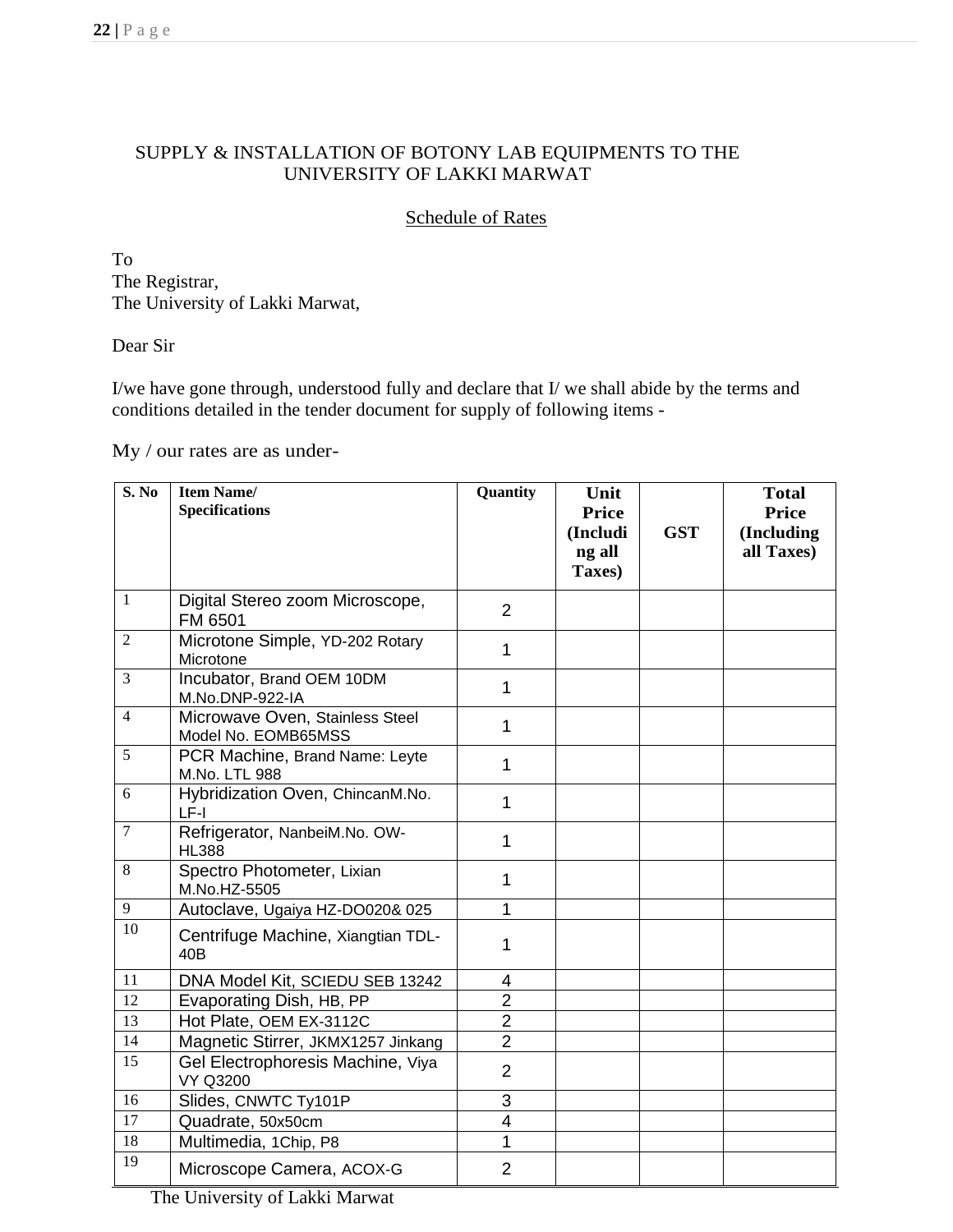SUPPLY & INSTALLATION OF BOTONY LAB EQUIPMENTS TO THE UNIVERSITY OF LAKKI MARWAT

Schedule of Rates

To
The Registrar,
The University of Lakki Marwat,

Dear Sir

I/we have gone through, understood fully and declare that I/ we shall abide by the terms and conditions detailed in the tender document for supply of following items -

My / our rates are as under-

| S. No | Item Name/ Specifications | Quantity | Unit Price (Including all Taxes) | GST | Total Price (Including all Taxes) |
|---|---|---|---|---|---|
| 1 | Digital Stereo zoom Microscope, FM 6501 | 2 | | | |
| 2 | Microtone Simple, YD-202 Rotary Microtone | 1 | | | |
| 3 | Incubator, Brand OEM 10DM M.No.DNP-922-IA | 1 | | | |
| 4 | Microwave Oven, Stainless Steel Model No. EOMB65MSS | 1 | | | |
| 5 | PCR Machine, Brand Name: Leyte M.No. LTL 988 | 1 | | | |
| 6 | Hybridization Oven, ChincanM.No. LF-I | 1 | | | |
| 7 | Refrigerator, NanbeiM.No. OW-HL388 | 1 | | | |
| 8 | Spectro Photometer, Lixian M.No.HZ-5505 | 1 | | | |
| 9 | Autoclave, Ugaiya HZ-DO020& 025 | 1 | | | |
| 10 | Centrifuge Machine, Xiangtian TDL-40B | 1 | | | |
| 11 | DNA Model Kit, SCIEDU SEB 13242 | 4 | | | |
| 12 | Evaporating Dish, HB, PP | 2 | | | |
| 13 | Hot Plate, OEM EX-3112C | 2 | | | |
| 14 | Magnetic Stirrer, JKMX1257 Jinkang | 2 | | | |
| 15 | Gel Electrophoresis Machine, Viya VY Q3200 | 2 | | | |
| 16 | Slides, CNWTC Ty101P | 3 | | | |
| 17 | Quadrate, 50x50cm | 4 | | | |
| 18 | Multimedia, 1Chip, P8 | 1 | | | |
| 19 | Microscope Camera, ACOX-G | 2 | | | |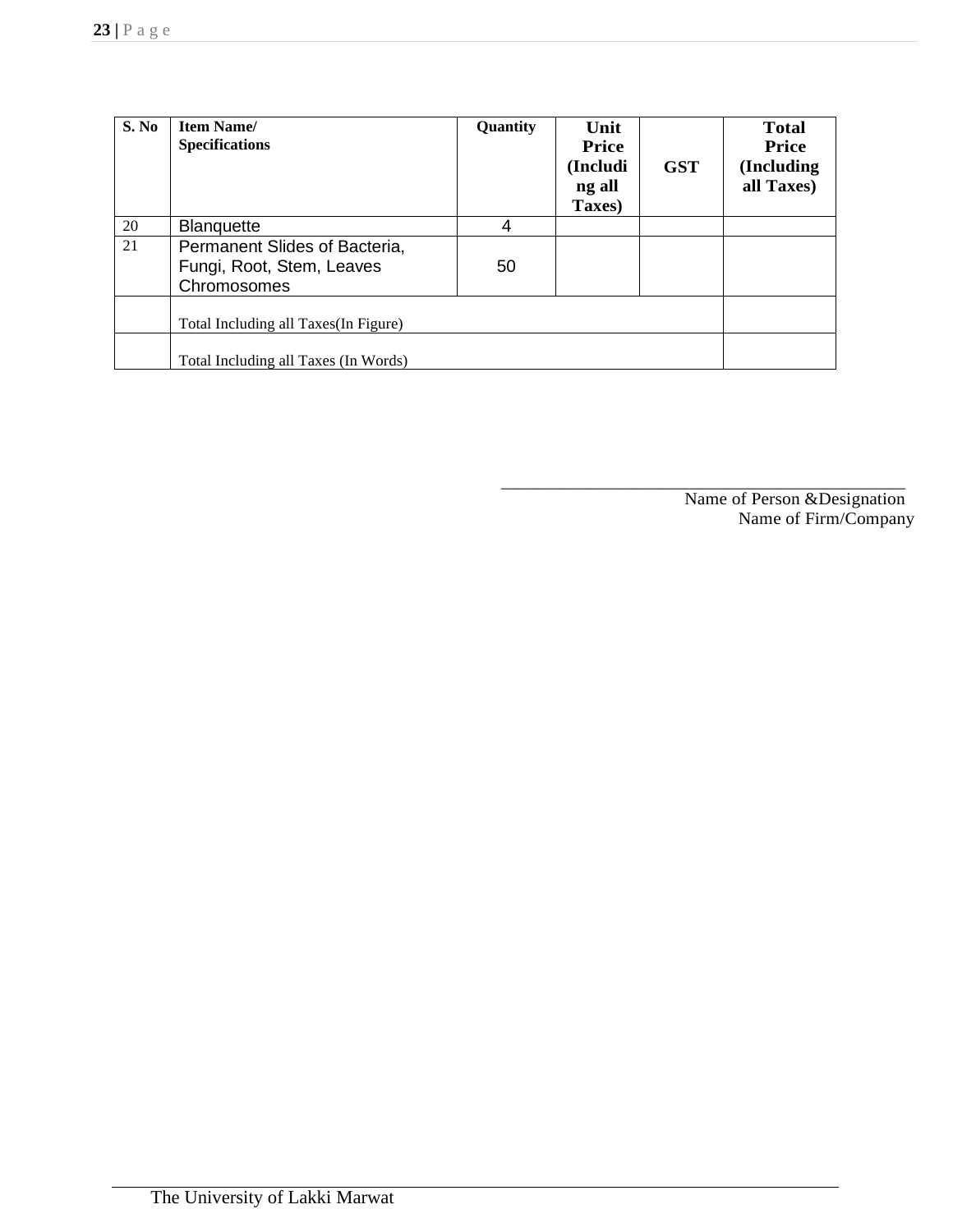| S. No | Item Name/ Specifications | Quantity | Unit Price (Including all Taxes) | GST | Total Price (Including all Taxes) |
|---|---|---|---|---|---|
| 20 | Blanquette | 4 | | | |
| 21 | Permanent Slides of Bacteria, Fungi, Root, Stem, Leaves Chromosomes | 50 | | | |
| | Total Including all Taxes(In Figure) | | | | |
| | Total Including all Taxes (In Words) | | | | |

\_\_\_\_\_\_\_\_\_\_\_\_\_\_\_\_\_\_\_\_\_\_\_\_\_\_\_\_\_\_\_\_\_\_\_\_\_\_\_\_\_\_\_\_\_\_

Name of Person &Designation

Name of Firm/Company